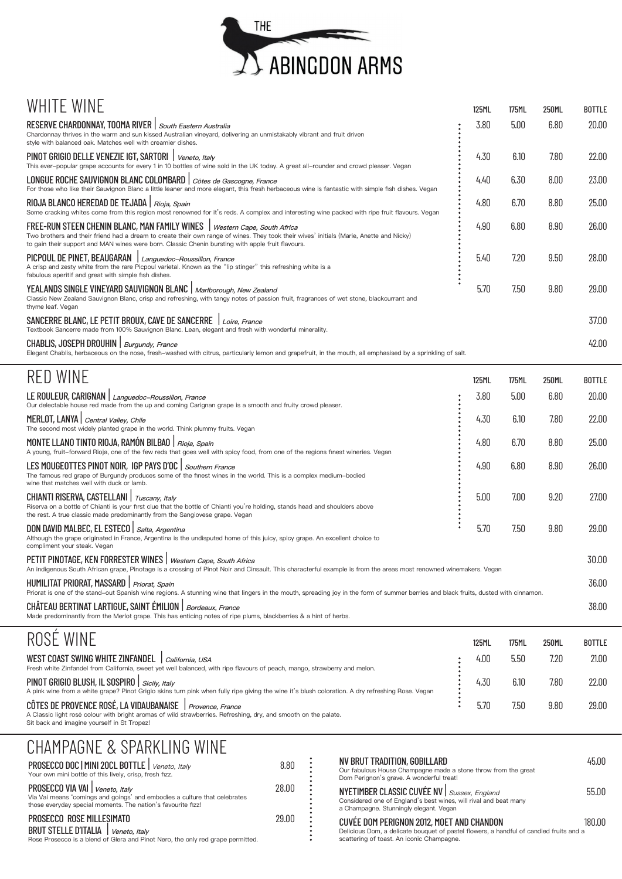# THE ABINGDON ARMS

## WHITE WINE

| | 125ML | 175ML | 250ML | BOTTLE |
|---|---|---|---|---|
| **RESERVE CHARDONNAY, TOOMA RIVER** \| *South Eastern Australia*<br>Chardonnay thrives in the warm and sun kissed Australian vineyard, delivering an unmistakably vibrant and fruit driven style with balanced oak. Matches well with creamier dishes. | 3.80 | 5.00 | 6.80 | 20.00 |
| **PINOT GRIGIO DELLE VENEZIE IGT, SARTORI** \| *Veneto, Italy*<br>This ever-popular grape accounts for every 1 in 10 bottles of wine sold in the UK today. A great all-rounder and crowd pleaser. Vegan | 4.30 | 6.10 | 7.80 | 22.00 |
| **LONGUE ROCHE SAUVIGNON BLANC COLOMBARD** \| *Côtes de Gascogne, France*<br>For those who like their Sauvignon Blanc a little leaner and more elegant, this fresh herbaceous wine is fantastic with simple fish dishes. Vegan | 4.40 | 6.30 | 8.00 | 23.00 |
| **RIOJA BLANCO HEREDAD DE TEJADA** \| *Rioja, Spain*<br>Some cracking whites come from this region most renowned for it's reds. A complex and interesting wine packed with ripe fruit flavours. Vegan | 4.80 | 6.70 | 8.80 | 25.00 |
| **FREE-RUN STEEN CHENIN BLANC, MAN FAMILY WINES** \| *Western Cape, South Africa*<br>Two brothers and their friend had a dream to create their own range of wines. They took their wives' initials (Marie, Anette and Nicky) to gain their support and MAN wines were born. Classic Chenin bursting with apple fruit flavours. | 4.90 | 6.80 | 8.90 | 26.00 |
| **PICPOUL DE PINET, BEAUGARAN** \| *Languedoc-Roussillon, France*<br>A crisp and zesty white from the rare Picpoul varietal. Known as the "lip stinger" this refreshing white is a fabulous aperitif and great with simple fish dishes. | 5.40 | 7.20 | 9.50 | 28.00 |
| **YEALANDS SINGLE VINEYARD SAUVIGNON BLANC** \| *Marlborough, New Zealand*<br>Classic New Zealand Sauvignon Blanc, crisp and refreshing, with tangy notes of passion fruit, fragrances of wet stone, blackcurrant and thyme leaf. Vegan | 5.70 | 7.50 | 9.80 | 29.00 |
| **SANCERRE BLANC, LE PETIT BROUX, CAVE DE SANCERRE** \| *Loire, France*<br>Textbook Sancerre made from 100% Sauvignon Blanc. Lean, elegant and fresh with wonderful minerality. | | | | 37.00 |
| **CHABLIS, JOSEPH DROUHIN** \| *Burgundy, France*<br>Elegant Chablis, herbaceous on the nose, fresh-washed with citrus, particularly lemon and grapefruit, in the mouth, all emphasised by a sprinkling of salt. | | | | 42.00 |

## RED WINE

| | 125ML | 175ML | 250ML | BOTTLE |
|---|---|---|---|---|
| **LE ROULEUR, CARIGNAN** \| *Languedoc-Roussillon, France*<br>Our delectable house red made from the up and coming Carignan grape is a smooth and fruity crowd pleaser. | 3.80 | 5.00 | 6.80 | 20.00 |
| **MERLOT, LANYA** \| *Central Valley, Chile*<br>The second most widely planted grape in the world. Think plummy fruits. Vegan | 4.30 | 6.10 | 7.80 | 22.00 |
| **MONTE LLANO TINTO RIOJA, RAMÓN BILBAO** \| *Rioja, Spain*<br>A young, fruit-forward Rioja, one of the few reds that goes well with spicy food, from one of the regions finest wineries. Vegan | 4.80 | 6.70 | 8.80 | 25.00 |
| **LES MOUGEOTTES PINOT NOIR, IGP PAYS D'OC** \| *Southern France*<br>The famous red grape of Burgundy produces some of the finest wines in the world. This is a complex medium-bodied wine that matches well with duck or lamb. | 4.90 | 6.80 | 8.90 | 26.00 |
| **CHIANTI RISERVA, CASTELLANI** \| *Tuscany, Italy*<br>Riserva on a bottle of Chianti is your first clue that the bottle of Chianti you're holding, stands head and shoulders above the rest. A true classic made predominantly from the Sangiovese grape. Vegan | 5.00 | 7.00 | 9.20 | 27.00 |
| **DON DAVID MALBEC, EL ESTECO** \| *Salta, Argentina*<br>Although the grape originated in France, Argentina is the undisputed home of this juicy, spicy grape. An excellent choice to compliment your steak. Vegan | 5.70 | 7.50 | 9.80 | 29.00 |
| **PETIT PINOTAGE, KEN FORRESTER WINES** \| *Western Cape, South Africa*<br>An indigenous South African grape, Pinotage is a crossing of Pinot Noir and Cinsault. This characterful example is from the areas most renowned winemakers. Vegan | | | | 30.00 |
| **HUMILITAT PRIORAT, MASSARD** \| *Priorat, Spain*<br>Priorat is one of the stand-out Spanish wine regions. A stunning wine that lingers in the mouth, spreading joy in the form of summer berries and black fruits, dusted with cinnamon. | | | | 36.00 |
| **CHÂTEAU BERTINAT LARTIGUE, SAINT ÉMILION** \| *Bordeaux, France*<br>Made predominantly from the Merlot grape. This has enticing notes of ripe plums, blackberries & a hint of herbs. | | | | 38.00 |

## ROSÉ WINE

| | 125ML | 175ML | 250ML | BOTTLE |
|---|---|---|---|---|
| **WEST COAST SWING WHITE ZINFANDEL** \| *California, USA*<br>Fresh white Zinfandel from California, sweet yet well balanced, with ripe flavours of peach, mango, strawberry and melon. | 4.00 | 5.50 | 7.20 | 21.00 |
| **PINOT GRIGIO BLUSH, IL SOSPIRO** \| *Sicily, Italy*<br>A pink wine from a white grape? Pinot Grigio skins turn pink when fully ripe giving the wine it's blush coloration. A dry refreshing Rose. Vegan | 4.30 | 6.10 | 7.80 | 22.00 |
| **CÔTES DE PROVENCE ROSÉ, LA VIDAUBANAISE** \| *Provence, France*<br>A Classic light rosé colour with bright aromas of wild strawberries. Refreshing, dry, and smooth on the palate. Sit back and imagine yourself in St Tropez! | 5.70 | 7.50 | 9.80 | 29.00 |

## CHAMPAGNE & SPARKLING WINE

| | PRICE |
|---|---|
| **PROSECCO DOC \| MINI 20CL BOTTLE** \| *Veneto, Italy*<br>Your own mini bottle of this lively, crisp, fresh fizz. | 8.80 |
| **PROSECCO VIA VAI** \| *Veneto, Italy*<br>Via Vai means 'comings and goings' and embodies a culture that celebrates those everyday special moments. The nation's favourite fizz! | 28.00 |
| **PROSECCO ROSE MILLESIMATO BRUT STELLE D'ITALIA** \| *Veneto, Italy*<br>Rose Prosecco is a blend of Glera and Pinot Nero, the only red grape permitted. | 29.00 |
| **NV BRUT TRADITION, GOBILLARD**<br>Our fabulous House Champagne made a stone throw from the great Dom Perignon's grave. A wonderful treat! | 45.00 |
| **NYETIMBER CLASSIC CUVÉE NV** \| *Sussex, England*<br>Considered one of England's best wines, will rival and beat many a Champagne. Stunningly elegant. Vegan | 55.00 |
| **CUVÉE DOM PERIGNON 2012, MOET AND CHANDON**<br>Delicious Dom, a delicate bouquet of pastel flowers, a handful of candied fruits and a scattering of toast. An iconic Champagne. | 180.00 |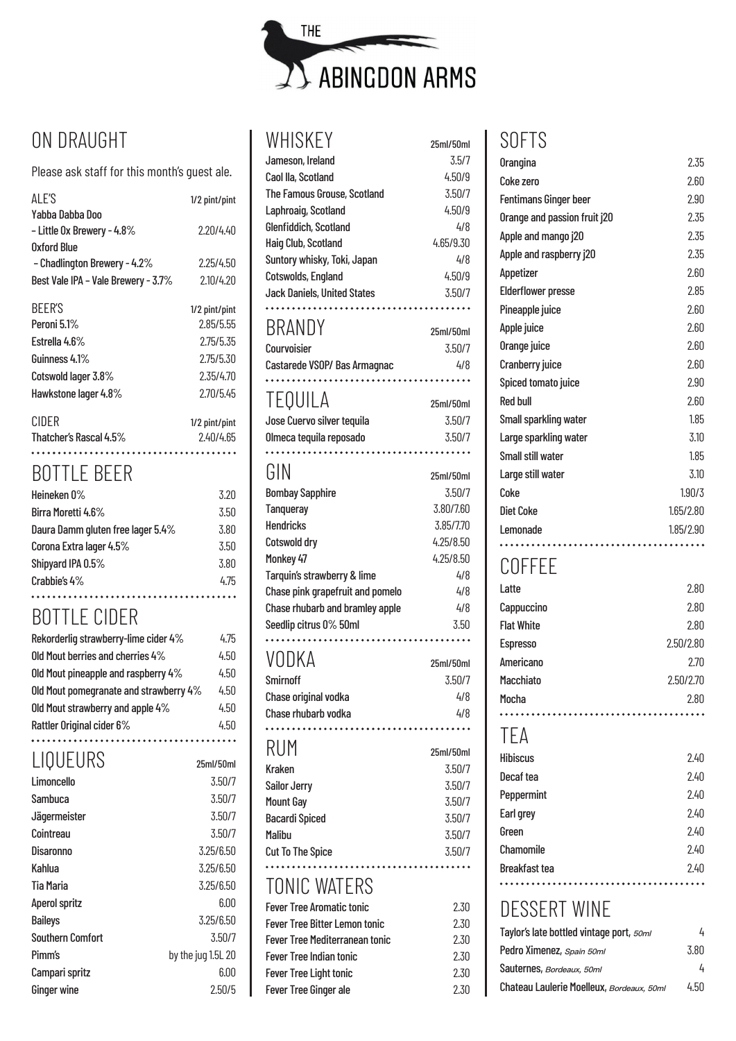# THE ABINGDON ARMS

## ON DRAUGHT

Please ask staff for this month's guest ale.

| ALE'S | 1/2 pint/pint |
|---|---|
| Yabba Dabba Doo – Little Ox Brewery - 4.8% | 2.20/4.40 |
| Oxford Blue – Chadlington Brewery - 4.2% | 2.25/4.50 |
| Best Vale IPA – Vale Brewery - 3.7% | 2.10/4.20 |

| BEER'S | 1/2 pint/pint |
|---|---|
| Peroni 5.1% | 2.85/5.55 |
| Estrella 4.6% | 2.75/5.35 |
| Guinness 4.1% | 2.75/5.30 |
| Cotswold lager 3.8% | 2.35/4.70 |
| Hawkstone lager 4.8% | 2.70/5.45 |

| CIDER | 1/2 pint/pint |
|---|---|
| Thatcher's Rascal 4.5% | 2.40/4.65 |

## BOTTLE BEER

| | |
|---|---|
| Heineken 0% | 3.20 |
| Birra Moretti 4.6% | 3.50 |
| Daura Damm gluten free lager 5.4% | 3.80 |
| Corona Extra lager 4.5% | 3.50 |
| Shipyard IPA 0.5% | 3.80 |
| Crabbie's 4% | 4.75 |

## BOTTLE CIDER

| | |
|---|---|
| Rekorderlig strawberry-lime cider 4% | 4.75 |
| Old Mout berries and cherries 4% | 4.50 |
| Old Mout pineapple and raspberry 4% | 4.50 |
| Old Mout pomegranate and strawberry 4% | 4.50 |
| Old Mout strawberry and apple 4% | 4.50 |
| Rattler Original cider 6% | 4.50 |

## LIQUEURS

| | 25ml/50ml |
|---|---|
| Limoncello | 3.50/7 |
| Sambuca | 3.50/7 |
| Jägermeister | 3.50/7 |
| Cointreau | 3.50/7 |
| Disaronno | 3.25/6.50 |
| Kahlua | 3.25/6.50 |
| Tia Maria | 3.25/6.50 |
| Aperol spritz | 6.00 |
| Baileys | 3.25/6.50 |
| Southern Comfort | 3.50/7 |
| Pimm's | by the jug 1.5L 20 |
| Campari spritz | 6.00 |
| Ginger wine | 2.50/5 |

## WHISKEY

| | 25ml/50ml |
|---|---|
| Jameson, Ireland | 3.5/7 |
| Caol Ila, Scotland | 4.50/9 |
| The Famous Grouse, Scotland | 3.50/7 |
| Laphroaig, Scotland | 4.50/9 |
| Glenfiddich, Scotland | 4/8 |
| Haig Club, Scotland | 4.65/9.30 |
| Suntory whisky, Toki, Japan | 4/8 |
| Cotswolds, England | 4.50/9 |
| Jack Daniels, United States | 3.50/7 |

## BRANDY

| | 25ml/50ml |
|---|---|
| Courvoisier | 3.50/7 |
| Castarede VSOP/ Bas Armagnac | 4/8 |

## TEQUILA

| | 25ml/50ml |
|---|---|
| Jose Cuervo silver tequila | 3.50/7 |
| Olmeca tequila reposado | 3.50/7 |

## GIN

| | 25ml/50ml |
|---|---|
| Bombay Sapphire | 3.50/7 |
| Tanqueray | 3.80/7.60 |
| Hendricks | 3.85/7.70 |
| Cotswold dry | 4.25/8.50 |
| Monkey 47 | 4.25/8.50 |
| Tarquin's strawberry & lime | 4/8 |
| Chase pink grapefruit and pomelo | 4/8 |
| Chase rhubarb and bramley apple | 4/8 |
| Seedlip citrus 0% 50ml | 3.50 |

## VODKA

| | 25ml/50ml |
|---|---|
| Smirnoff | 3.50/7 |
| Chase original vodka | 4/8 |
| Chase rhubarb vodka | 4/8 |

## RUM

| | 25ml/50ml |
|---|---|
| Kraken | 3.50/7 |
| Sailor Jerry | 3.50/7 |
| Mount Gay | 3.50/7 |
| Bacardi Spiced | 3.50/7 |
| Malibu | 3.50/7 |
| Cut To The Spice | 3.50/7 |

## TONIC WATERS

| | |
|---|---|
| Fever Tree Aromatic tonic | 2.30 |
| Fever Tree Bitter Lemon tonic | 2.30 |
| Fever Tree Mediterranean tonic | 2.30 |
| Fever Tree Indian tonic | 2.30 |
| Fever Tree Light tonic | 2.30 |
| Fever Tree Ginger ale | 2.30 |

## SOFTS

| | |
|---|---|
| Orangina | 2.35 |
| Coke zero | 2.60 |
| Fentimans Ginger beer | 2.90 |
| Orange and passion fruit j20 | 2.35 |
| Apple and mango j20 | 2.35 |
| Apple and raspberry j20 | 2.35 |
| Appetizer | 2.60 |
| Elderflower presse | 2.85 |
| Pineapple juice | 2.60 |
| Apple juice | 2.60 |
| Orange juice | 2.60 |
| Cranberry juice | 2.60 |
| Spiced tomato juice | 2.90 |
| Red bull | 2.60 |
| Small sparkling water | 1.85 |
| Large sparkling water | 3.10 |
| Small still water | 1.85 |
| Large still water | 3.10 |
| Coke | 1.90/3 |
| Diet Coke | 1.65/2.80 |
| Lemonade | 1.85/2.90 |

## COFFEE

| | |
|---|---|
| Latte | 2.80 |
| Cappuccino | 2.80 |
| Flat White | 2.80 |
| Espresso | 2.50/2.80 |
| Americano | 2.70 |
| Macchiato | 2.50/2.70 |
| Mocha | 2.80 |

## TEA

| | |
|---|---|
| Hibiscus | 2.40 |
| Decaf tea | 2.40 |
| Peppermint | 2.40 |
| Earl grey | 2.40 |
| Green | 2.40 |
| Chamomile | 2.40 |
| Breakfast tea | 2.40 |

## DESSERT WINE

| | |
|---|---|
| Taylor's late bottled vintage port, *50ml* | 4 |
| Pedro Ximenez, *Spain 50ml* | 3.80 |
| Sauternes, *Bordeaux, 50ml* | 4 |
| Chateau Laulerie Moelleux, *Bordeaux, 50ml* | 4.50 |